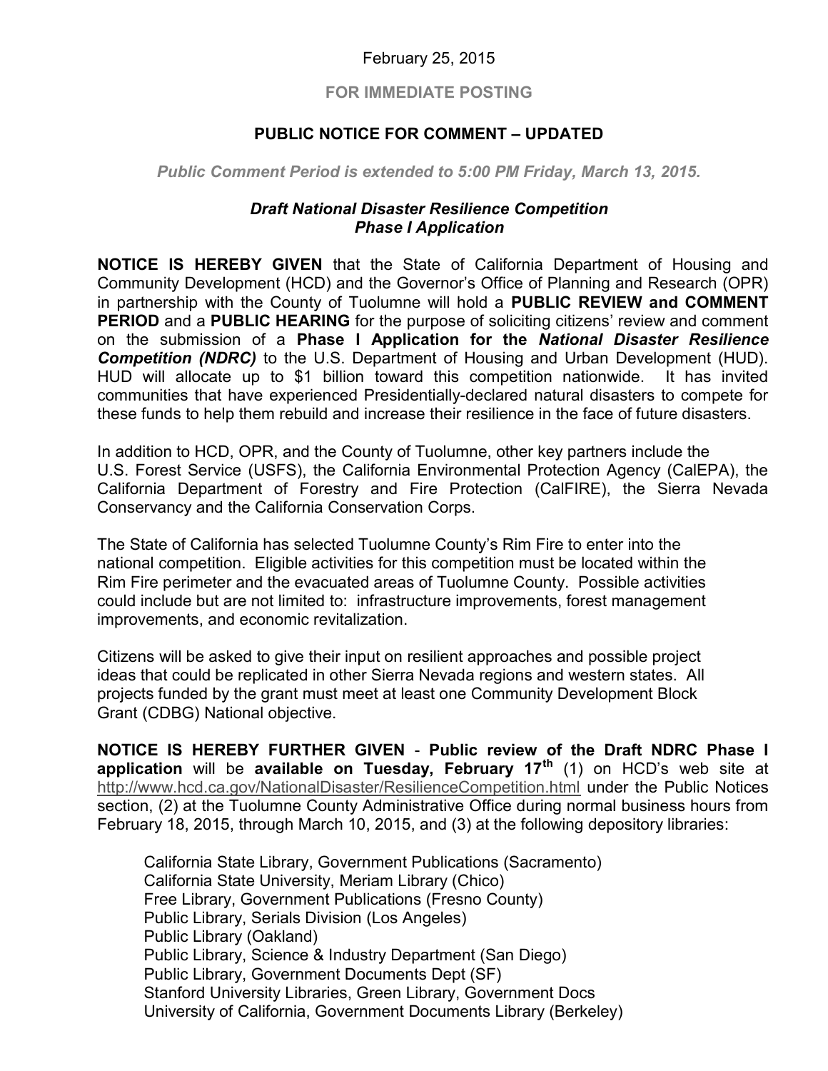February 25, 2015

**FOR IMMEDIATE POSTING**

**PUBLIC NOTICE FOR COMMENT – UPDATED**

***Public Comment Period is extended to 5:00 PM Friday, March 13, 2015.***

***Draft National Disaster Resilience Competition Phase I Application***

**NOTICE IS HEREBY GIVEN** that the State of California Department of Housing and Community Development (HCD) and the Governor's Office of Planning and Research (OPR) in partnership with the County of Tuolumne will hold a **PUBLIC REVIEW and COMMENT PERIOD** and a **PUBLIC HEARING** for the purpose of soliciting citizens' review and comment on the submission of a **Phase I Application for the *National Disaster Resilience Competition (NDRC)*** to the U.S. Department of Housing and Urban Development (HUD). HUD will allocate up to $1 billion toward this competition nationwide. It has invited communities that have experienced Presidentially-declared natural disasters to compete for these funds to help them rebuild and increase their resilience in the face of future disasters.

In addition to HCD, OPR, and the County of Tuolumne, other key partners include the U.S. Forest Service (USFS), the California Environmental Protection Agency (CalEPA), the California Department of Forestry and Fire Protection (CalFIRE), the Sierra Nevada Conservancy and the California Conservation Corps.

The State of California has selected Tuolumne County's Rim Fire to enter into the national competition. Eligible activities for this competition must be located within the Rim Fire perimeter and the evacuated areas of Tuolumne County. Possible activities could include but are not limited to: infrastructure improvements, forest management improvements, and economic revitalization.

Citizens will be asked to give their input on resilient approaches and possible project ideas that could be replicated in other Sierra Nevada regions and western states. All projects funded by the grant must meet at least one Community Development Block Grant (CDBG) National objective.

**NOTICE IS HEREBY FURTHER GIVEN** - **Public review of the Draft NDRC Phase I application** will be **available on Tuesday, February 17th** (1) on HCD's web site at http://www.hcd.ca.gov/NationalDisaster/ResilienceCompetition.html under the Public Notices section, (2) at the Tuolumne County Administrative Office during normal business hours from February 18, 2015, through March 10, 2015, and (3) at the following depository libraries:

- California State Library, Government Publications (Sacramento)
- California State University, Meriam Library (Chico)
- Free Library, Government Publications (Fresno County)
- Public Library, Serials Division (Los Angeles)
- Public Library (Oakland)
- Public Library, Science & Industry Department (San Diego)
- Public Library, Government Documents Dept (SF)
- Stanford University Libraries, Green Library, Government Docs
- University of California, Government Documents Library (Berkeley)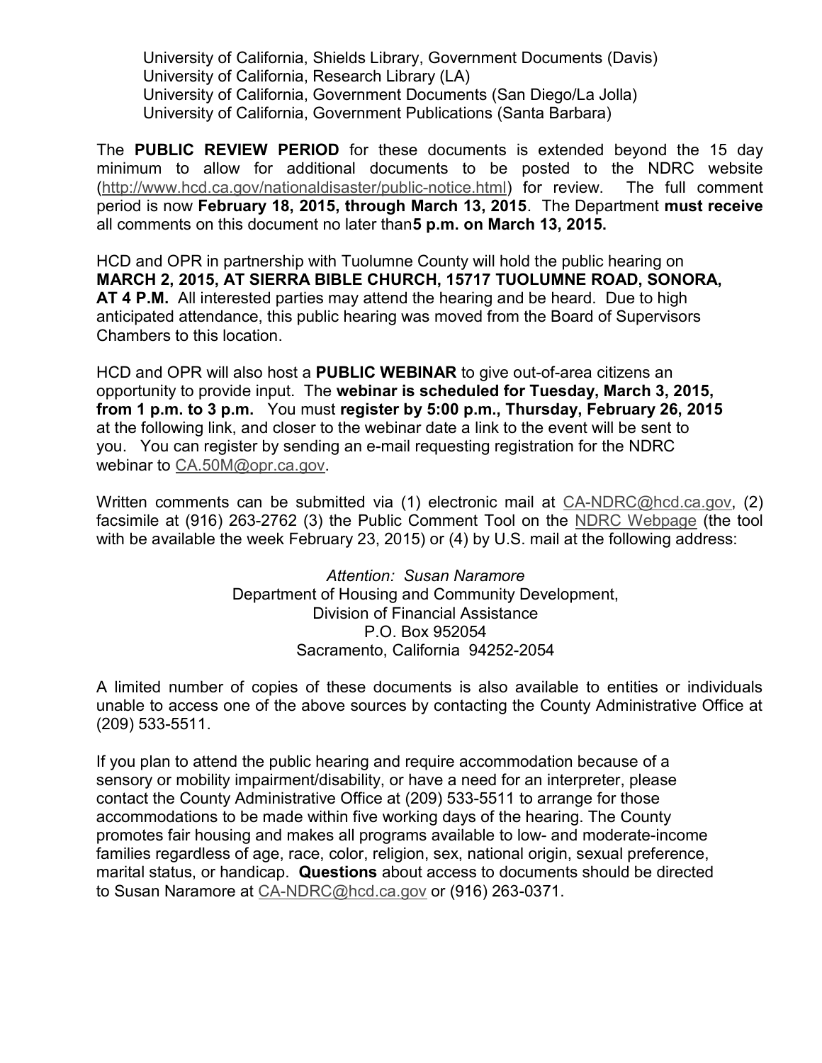University of California, Shields Library, Government Documents (Davis)
University of California, Research Library (LA)
University of California, Government Documents (San Diego/La Jolla)
University of California, Government Publications (Santa Barbara)

The **PUBLIC REVIEW PERIOD** for these documents is extended beyond the 15 day minimum to allow for additional documents to be posted to the NDRC website (http://www.hcd.ca.gov/nationaldisaster/public-notice.html) for review. The full comment period is now **February 18, 2015, through March 13, 2015**. The Department **must receive** all comments on this document no later than**5 p.m. on March 13, 2015.**

HCD and OPR in partnership with Tuolumne County will hold the public hearing on **MARCH 2, 2015, AT SIERRA BIBLE CHURCH, 15717 TUOLUMNE ROAD, SONORA, AT 4 P.M.** All interested parties may attend the hearing and be heard. Due to high anticipated attendance, this public hearing was moved from the Board of Supervisors Chambers to this location.

HCD and OPR will also host a **PUBLIC WEBINAR** to give out-of-area citizens an opportunity to provide input. The **webinar is scheduled for Tuesday, March 3, 2015, from 1 p.m. to 3 p.m.** You must **register by 5:00 p.m., Thursday, February 26, 2015** at the following link, and closer to the webinar date a link to the event will be sent to you. You can register by sending an e-mail requesting registration for the NDRC webinar to CA.50M@opr.ca.gov.

Written comments can be submitted via (1) electronic mail at CA-NDRC@hcd.ca.gov, (2) facsimile at (916) 263-2762 (3) the Public Comment Tool on the NDRC Webpage (the tool with be available the week February 23, 2015) or (4) by U.S. mail at the following address:

*Attention: Susan Naramore*
Department of Housing and Community Development,
Division of Financial Assistance
P.O. Box 952054
Sacramento, California 94252-2054

A limited number of copies of these documents is also available to entities or individuals unable to access one of the above sources by contacting the County Administrative Office at (209) 533-5511.

If you plan to attend the public hearing and require accommodation because of a sensory or mobility impairment/disability, or have a need for an interpreter, please contact the County Administrative Office at (209) 533-5511 to arrange for those accommodations to be made within five working days of the hearing. The County promotes fair housing and makes all programs available to low- and moderate-income families regardless of age, race, color, religion, sex, national origin, sexual preference, marital status, or handicap. **Questions** about access to documents should be directed to Susan Naramore at CA-NDRC@hcd.ca.gov or (916) 263-0371.